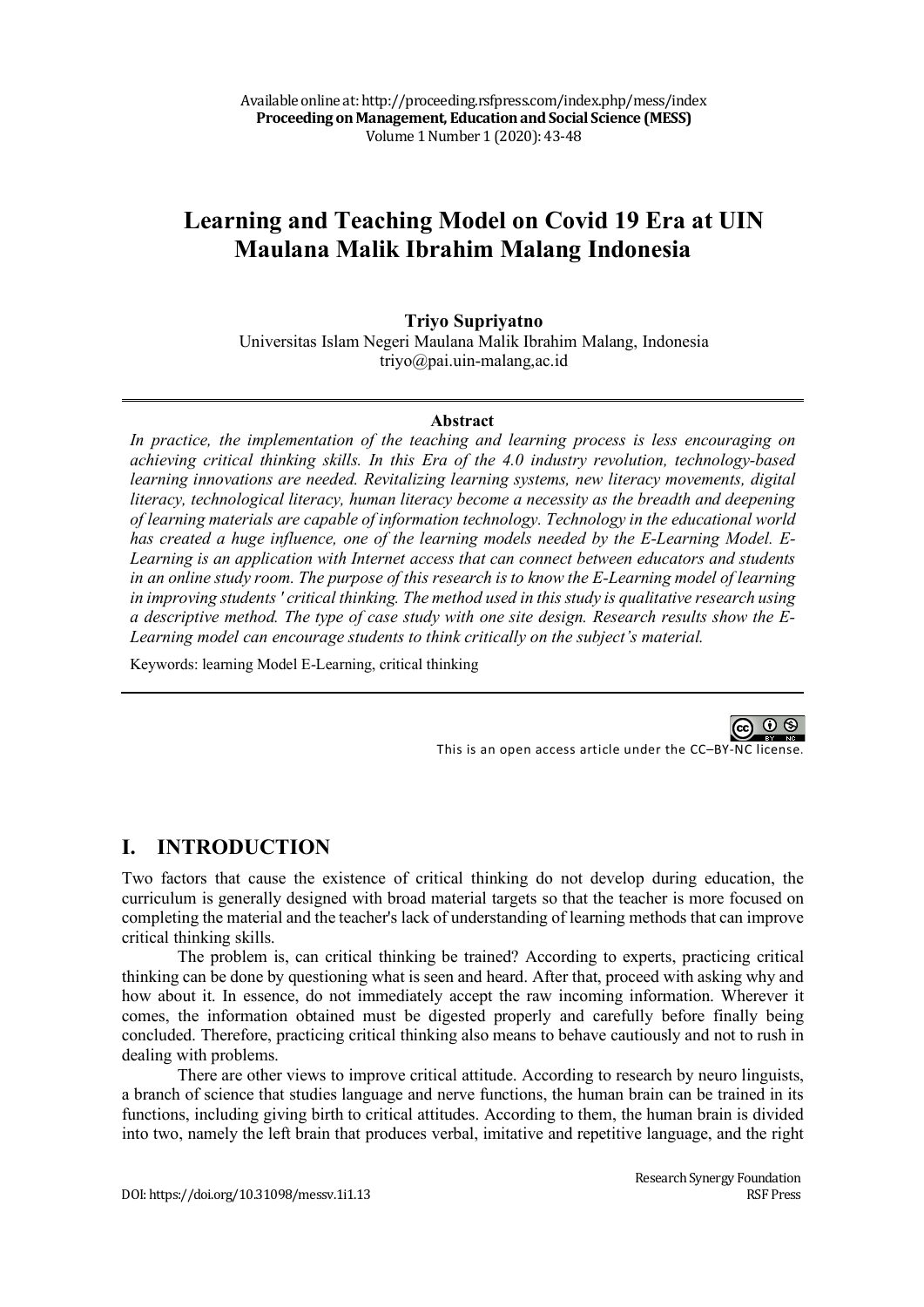# Learning and Teaching Model on Covid 19 Era at UIN Maulana Malik Ibrahim Malang Indonesia

**Triyo Supriyatno**
Universitas Islam Negeri Maulana Malik Ibrahim Malang, Indonesia
triyo@pai.uin-malang,ac.id

**Abstract**

*In practice, the implementation of the teaching and learning process is less encouraging on achieving critical thinking skills. In this Era of the 4.0 industry revolution, technology-based learning innovations are needed. Revitalizing learning systems, new literacy movements, digital literacy, technological literacy, human literacy become a necessity as the breadth and deepening of learning materials are capable of information technology. Technology in the educational world has created a huge influence, one of the learning models needed by the E-Learning Model. E-Learning is an application with Internet access that can connect between educators and students in an online study room. The purpose of this research is to know the E-Learning model of learning in improving students ' critical thinking. The method used in this study is qualitative research using a descriptive method. The type of case study with one site design. Research results show the E-Learning model can encourage students to think critically on the subject's material.*

Keywords: learning Model E-Learning, critical thinking

This is an open access article under the CC–BY-NC license.

## I. INTRODUCTION

Two factors that cause the existence of critical thinking do not develop during education, the curriculum is generally designed with broad material targets so that the teacher is more focused on completing the material and the teacher's lack of understanding of learning methods that can improve critical thinking skills.

The problem is, can critical thinking be trained? According to experts, practicing critical thinking can be done by questioning what is seen and heard. After that, proceed with asking why and how about it. In essence, do not immediately accept the raw incoming information. Wherever it comes, the information obtained must be digested properly and carefully before finally being concluded. Therefore, practicing critical thinking also means to behave cautiously and not to rush in dealing with problems.

There are other views to improve critical attitude. According to research by neuro linguists, a branch of science that studies language and nerve functions, the human brain can be trained in its functions, including giving birth to critical attitudes. According to them, the human brain is divided into two, namely the left brain that produces verbal, imitative and repetitive language, and the right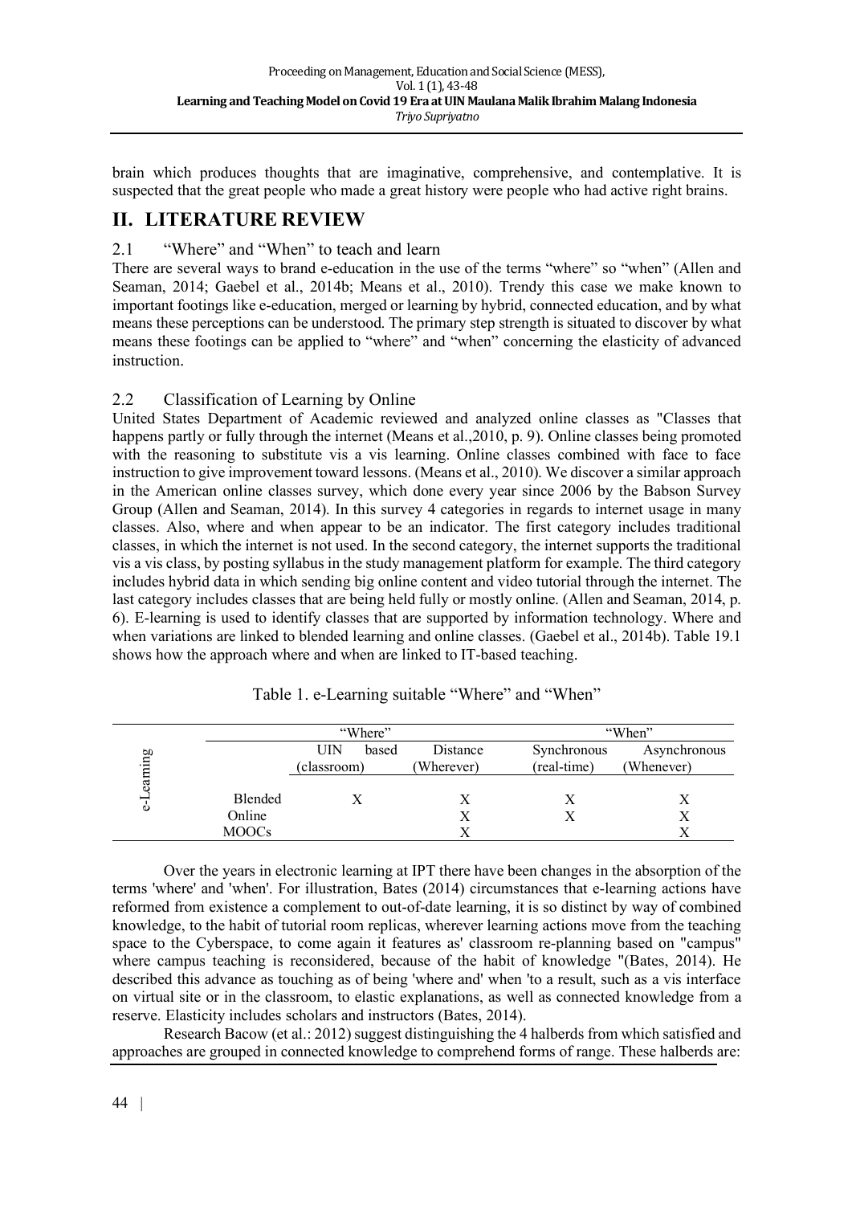brain which produces thoughts that are imaginative, comprehensive, and contemplative. It is suspected that the great people who made a great history were people who had active right brains.

## II. LITERATURE REVIEW

### 2.1 "Where" and "When" to teach and learn

There are several ways to brand e-education in the use of the terms "where" so "when" (Allen and Seaman, 2014; Gaebel et al., 2014b; Means et al., 2010). Trendy this case we make known to important footings like e-education, merged or learning by hybrid, connected education, and by what means these perceptions can be understood. The primary step strength is situated to discover by what means these footings can be applied to "where" and "when" concerning the elasticity of advanced instruction.

### 2.2 Classification of Learning by Online

United States Department of Academic reviewed and analyzed online classes as "Classes that happens partly or fully through the internet (Means et al.,2010, p. 9). Online classes being promoted with the reasoning to substitute vis a vis learning. Online classes combined with face to face instruction to give improvement toward lessons. (Means et al., 2010). We discover a similar approach in the American online classes survey, which done every year since 2006 by the Babson Survey Group (Allen and Seaman, 2014). In this survey 4 categories in regards to internet usage in many classes. Also, where and when appear to be an indicator. The first category includes traditional classes, in which the internet is not used. In the second category, the internet supports the traditional vis a vis class, by posting syllabus in the study management platform for example. The third category includes hybrid data in which sending big online content and video tutorial through the internet. The last category includes classes that are being held fully or mostly online. (Allen and Seaman, 2014, p. 6). E-learning is used to identify classes that are supported by information technology. Where and when variations are linked to blended learning and online classes. (Gaebel et al., 2014b). Table 19.1 shows how the approach where and when are linked to IT-based teaching.

Table 1. e-Learning suitable "Where" and "When"

| | | "Where" | | "When" | |
|---|---|---|---|---|---|
| | | UIN based (classroom) | Distance (Wherever) | Synchronous (real-time) | Asynchronous (Whenever) |
| e-Learning | Blended | X | X | X | X |
| | Online | | X | X | X |
| | MOOCs | | X | | X |

Over the years in electronic learning at IPT there have been changes in the absorption of the terms 'where' and 'when'. For illustration, Bates (2014) circumstances that e-learning actions have reformed from existence a complement to out-of-date learning, it is so distinct by way of combined knowledge, to the habit of tutorial room replicas, wherever learning actions move from the teaching space to the Cyberspace, to come again it features as' classroom re-planning based on "campus" where campus teaching is reconsidered, because of the habit of knowledge "(Bates, 2014). He described this advance as touching as of being 'where and' when 'to a result, such as a vis interface on virtual site or in the classroom, to elastic explanations, as well as connected knowledge from a reserve. Elasticity includes scholars and instructors (Bates, 2014).

Research Bacow (et al.: 2012) suggest distinguishing the 4 halberds from which satisfied and approaches are grouped in connected knowledge to comprehend forms of range. These halberds are: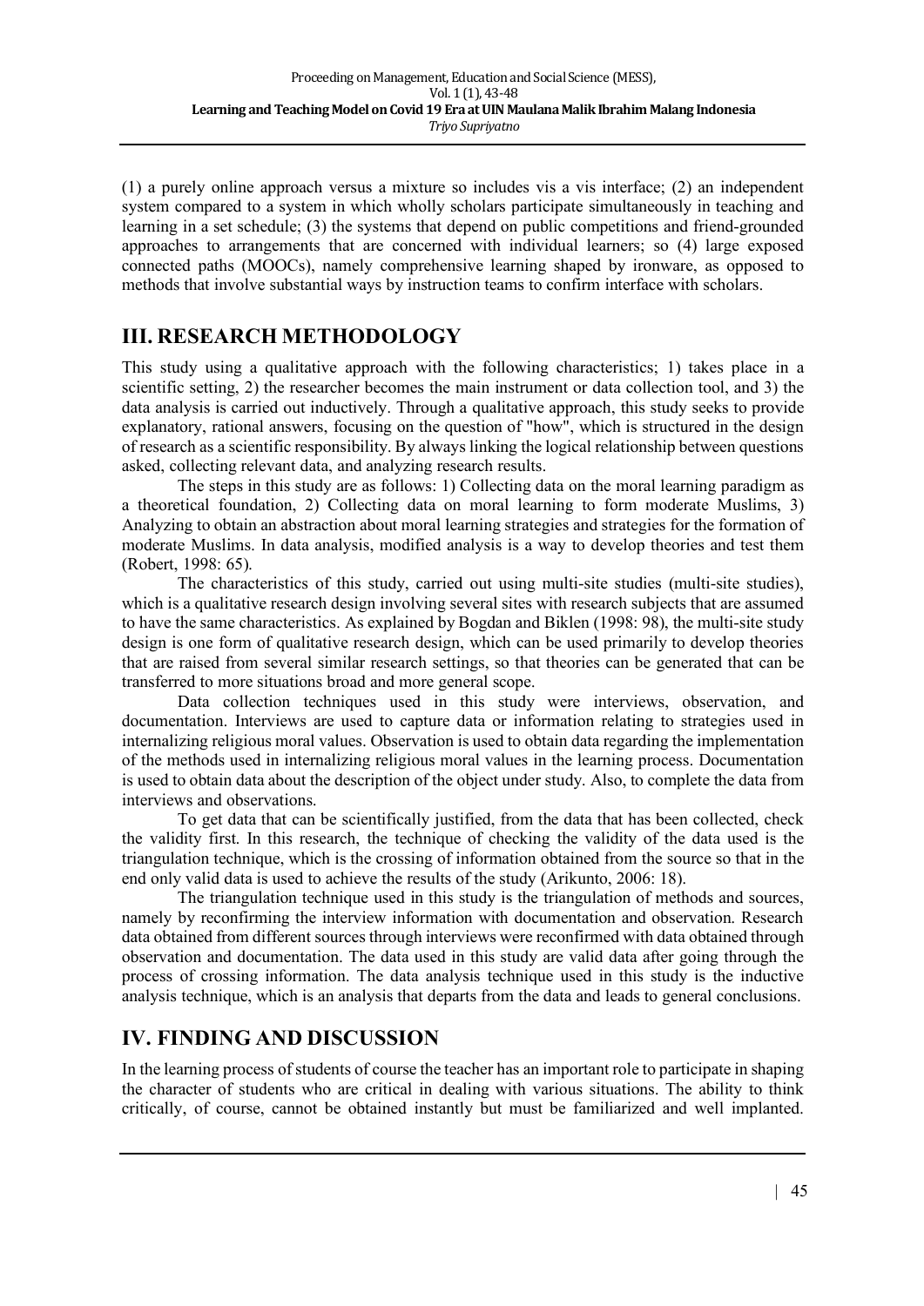(1) a purely online approach versus a mixture so includes vis a vis interface; (2) an independent system compared to a system in which wholly scholars participate simultaneously in teaching and learning in a set schedule; (3) the systems that depend on public competitions and friend-grounded approaches to arrangements that are concerned with individual learners; so (4) large exposed connected paths (MOOCs), namely comprehensive learning shaped by ironware, as opposed to methods that involve substantial ways by instruction teams to confirm interface with scholars.

## III. RESEARCH METHODOLOGY

This study using a qualitative approach with the following characteristics; 1) takes place in a scientific setting, 2) the researcher becomes the main instrument or data collection tool, and 3) the data analysis is carried out inductively. Through a qualitative approach, this study seeks to provide explanatory, rational answers, focusing on the question of "how", which is structured in the design of research as a scientific responsibility. By always linking the logical relationship between questions asked, collecting relevant data, and analyzing research results.

The steps in this study are as follows: 1) Collecting data on the moral learning paradigm as a theoretical foundation, 2) Collecting data on moral learning to form moderate Muslims, 3) Analyzing to obtain an abstraction about moral learning strategies and strategies for the formation of moderate Muslims. In data analysis, modified analysis is a way to develop theories and test them (Robert, 1998: 65).

The characteristics of this study, carried out using multi-site studies (multi-site studies), which is a qualitative research design involving several sites with research subjects that are assumed to have the same characteristics. As explained by Bogdan and Biklen (1998: 98), the multi-site study design is one form of qualitative research design, which can be used primarily to develop theories that are raised from several similar research settings, so that theories can be generated that can be transferred to more situations broad and more general scope.

Data collection techniques used in this study were interviews, observation, and documentation. Interviews are used to capture data or information relating to strategies used in internalizing religious moral values. Observation is used to obtain data regarding the implementation of the methods used in internalizing religious moral values in the learning process. Documentation is used to obtain data about the description of the object under study. Also, to complete the data from interviews and observations.

To get data that can be scientifically justified, from the data that has been collected, check the validity first. In this research, the technique of checking the validity of the data used is the triangulation technique, which is the crossing of information obtained from the source so that in the end only valid data is used to achieve the results of the study (Arikunto, 2006: 18).

The triangulation technique used in this study is the triangulation of methods and sources, namely by reconfirming the interview information with documentation and observation. Research data obtained from different sources through interviews were reconfirmed with data obtained through observation and documentation. The data used in this study are valid data after going through the process of crossing information. The data analysis technique used in this study is the inductive analysis technique, which is an analysis that departs from the data and leads to general conclusions.

## IV. FINDING AND DISCUSSION

In the learning process of students of course the teacher has an important role to participate in shaping the character of students who are critical in dealing with various situations. The ability to think critically, of course, cannot be obtained instantly but must be familiarized and well implanted.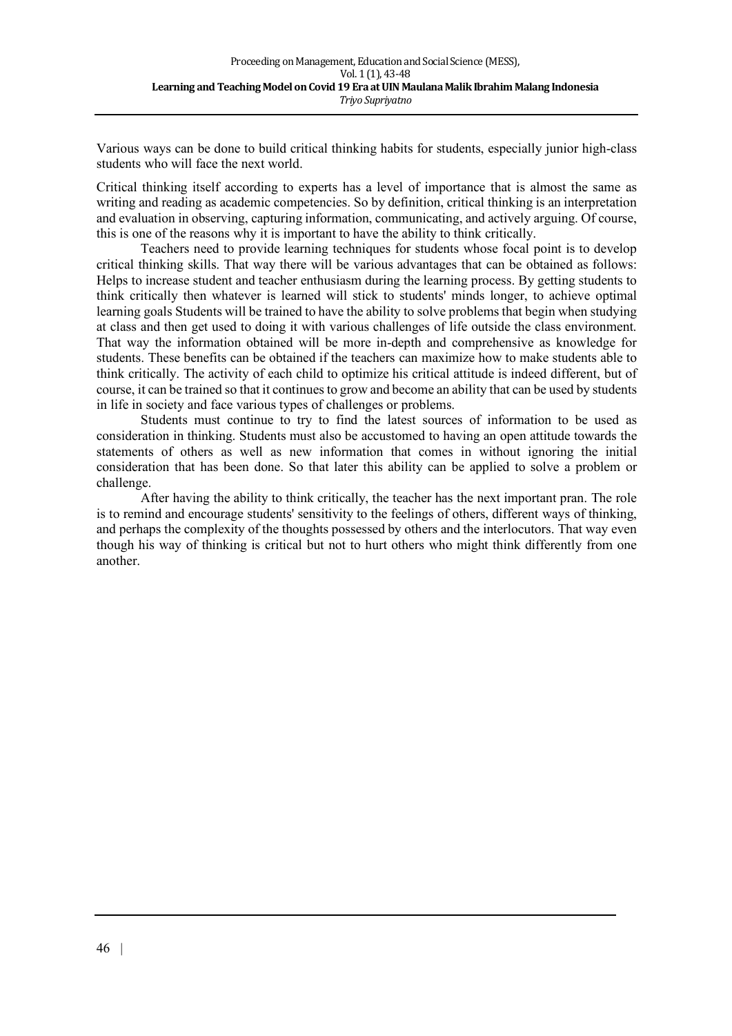Various ways can be done to build critical thinking habits for students, especially junior high-class students who will face the next world.

Critical thinking itself according to experts has a level of importance that is almost the same as writing and reading as academic competencies. So by definition, critical thinking is an interpretation and evaluation in observing, capturing information, communicating, and actively arguing. Of course, this is one of the reasons why it is important to have the ability to think critically.

Teachers need to provide learning techniques for students whose focal point is to develop critical thinking skills. That way there will be various advantages that can be obtained as follows: Helps to increase student and teacher enthusiasm during the learning process. By getting students to think critically then whatever is learned will stick to students' minds longer, to achieve optimal learning goals Students will be trained to have the ability to solve problems that begin when studying at class and then get used to doing it with various challenges of life outside the class environment. That way the information obtained will be more in-depth and comprehensive as knowledge for students. These benefits can be obtained if the teachers can maximize how to make students able to think critically. The activity of each child to optimize his critical attitude is indeed different, but of course, it can be trained so that it continues to grow and become an ability that can be used by students in life in society and face various types of challenges or problems.

Students must continue to try to find the latest sources of information to be used as consideration in thinking. Students must also be accustomed to having an open attitude towards the statements of others as well as new information that comes in without ignoring the initial consideration that has been done. So that later this ability can be applied to solve a problem or challenge.

After having the ability to think critically, the teacher has the next important pran. The role is to remind and encourage students' sensitivity to the feelings of others, different ways of thinking, and perhaps the complexity of the thoughts possessed by others and the interlocutors. That way even though his way of thinking is critical but not to hurt others who might think differently from one another.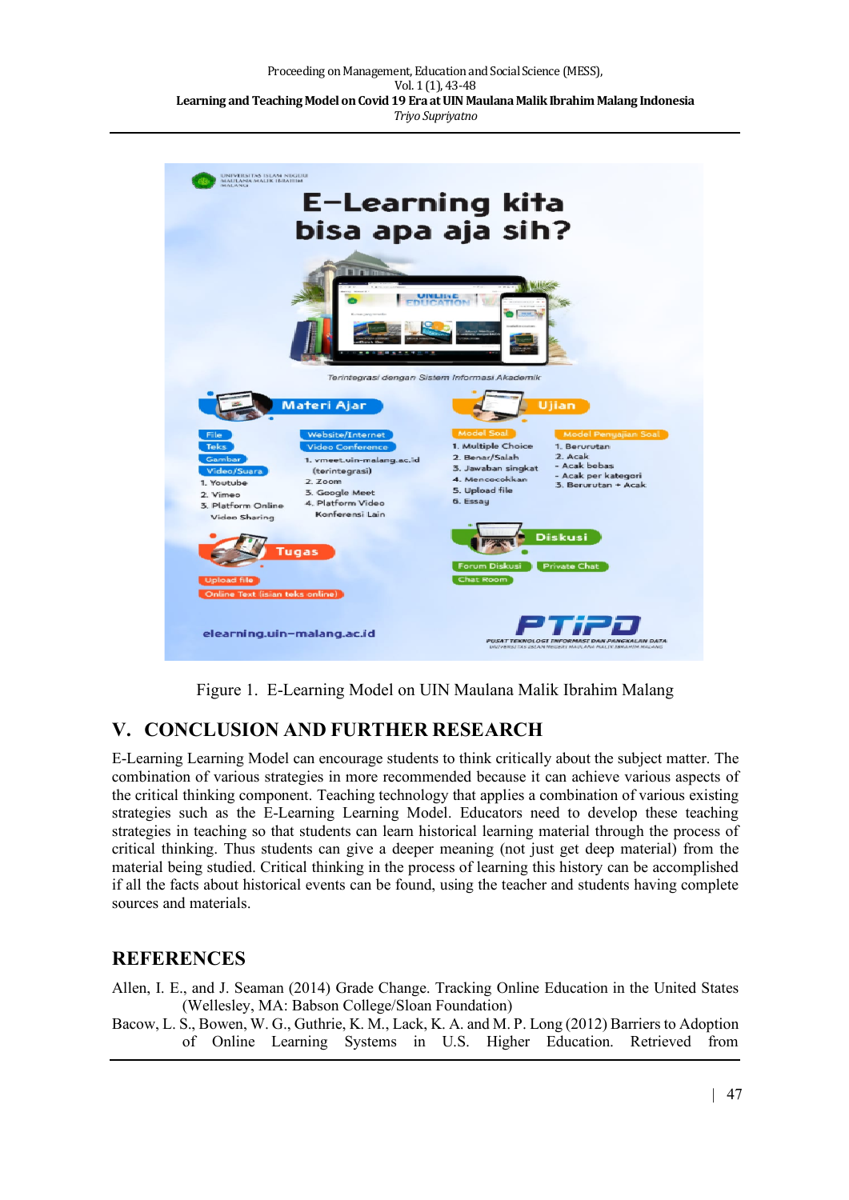Figure 1. E-Learning Model on UIN Maulana Malik Ibrahim Malang

## V. CONCLUSION AND FURTHER RESEARCH

E-Learning Learning Model can encourage students to think critically about the subject matter. The combination of various strategies in more recommended because it can achieve various aspects of the critical thinking component. Teaching technology that applies a combination of various existing strategies such as the E-Learning Learning Model. Educators need to develop these teaching strategies in teaching so that students can learn historical learning material through the process of critical thinking. Thus students can give a deeper meaning (not just get deep material) from the material being studied. Critical thinking in the process of learning this history can be accomplished if all the facts about historical events can be found, using the teacher and students having complete sources and materials.

## REFERENCES

Allen, I. E., and J. Seaman (2014) Grade Change. Tracking Online Education in the United States (Wellesley, MA: Babson College/Sloan Foundation)

Bacow, L. S., Bowen, W. G., Guthrie, K. M., Lack, K. A. and M. P. Long (2012) Barriers to Adoption of Online Learning Systems in U.S. Higher Education. Retrieved from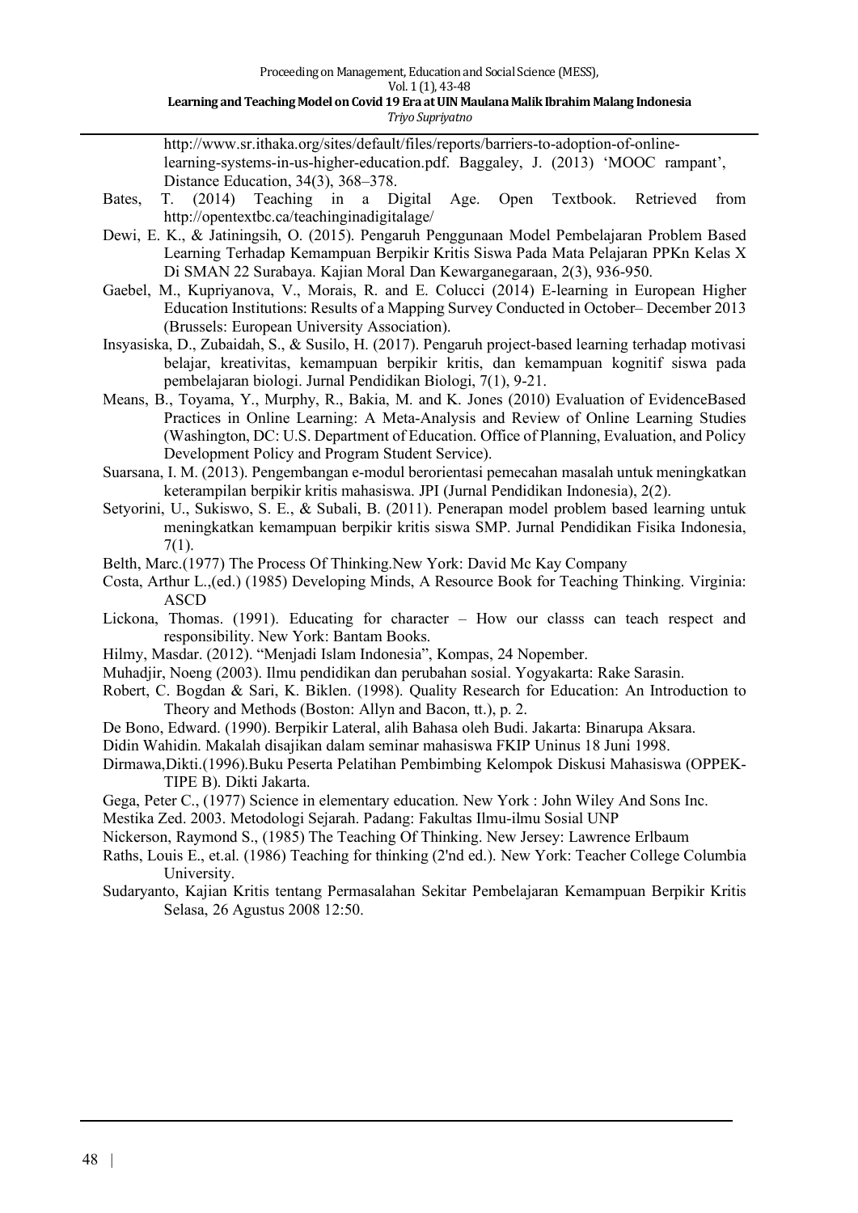http://www.sr.ithaka.org/sites/default/files/reports/barriers-to-adoption-of-online-learning-systems-in-us-higher-education.pdf. Baggaley, J. (2013) 'MOOC rampant', Distance Education, 34(3), 368–378.

Bates, T. (2014) Teaching in a Digital Age. Open Textbook. Retrieved from http://opentextbc.ca/teachinginadigitalage/

Dewi, E. K., & Jatiningsih, O. (2015). Pengaruh Penggunaan Model Pembelajaran Problem Based Learning Terhadap Kemampuan Berpikir Kritis Siswa Pada Mata Pelajaran PPKn Kelas X Di SMAN 22 Surabaya. Kajian Moral Dan Kewarganegaraan, 2(3), 936-950.

Gaebel, M., Kupriyanova, V., Morais, R. and E. Colucci (2014) E-learning in European Higher Education Institutions: Results of a Mapping Survey Conducted in October– December 2013 (Brussels: European University Association).

Insyasiska, D., Zubaidah, S., & Susilo, H. (2017). Pengaruh project-based learning terhadap motivasi belajar, kreativitas, kemampuan berpikir kritis, dan kemampuan kognitif siswa pada pembelajaran biologi. Jurnal Pendidikan Biologi, 7(1), 9-21.

Means, B., Toyama, Y., Murphy, R., Bakia, M. and K. Jones (2010) Evaluation of EvidenceBased Practices in Online Learning: A Meta-Analysis and Review of Online Learning Studies (Washington, DC: U.S. Department of Education. Office of Planning, Evaluation, and Policy Development Policy and Program Student Service).

Suarsana, I. M. (2013). Pengembangan e-modul berorientasi pemecahan masalah untuk meningkatkan keterampilan berpikir kritis mahasiswa. JPI (Jurnal Pendidikan Indonesia), 2(2).

Setyorini, U., Sukiswo, S. E., & Subali, B. (2011). Penerapan model problem based learning untuk meningkatkan kemampuan berpikir kritis siswa SMP. Jurnal Pendidikan Fisika Indonesia, 7(1).

Belth, Marc.(1977) The Process Of Thinking.New York: David Mc Kay Company

Costa, Arthur L.,(ed.) (1985) Developing Minds, A Resource Book for Teaching Thinking. Virginia: ASCD

Lickona, Thomas. (1991). Educating for character – How our classs can teach respect and responsibility. New York: Bantam Books.

Hilmy, Masdar. (2012). "Menjadi Islam Indonesia", Kompas, 24 Nopember.

Muhadjir, Noeng (2003). Ilmu pendidikan dan perubahan sosial. Yogyakarta: Rake Sarasin.

Robert, C. Bogdan & Sari, K. Biklen. (1998). Quality Research for Education: An Introduction to Theory and Methods (Boston: Allyn and Bacon, tt.), p. 2.

De Bono, Edward. (1990). Berpikir Lateral, alih Bahasa oleh Budi. Jakarta: Binarupa Aksara.

Didin Wahidin. Makalah disajikan dalam seminar mahasiswa FKIP Uninus 18 Juni 1998.

Dirmawa,Dikti.(1996).Buku Peserta Pelatihan Pembimbing Kelompok Diskusi Mahasiswa (OPPEK-TIPE B). Dikti Jakarta.

Gega, Peter C., (1977) Science in elementary education. New York : John Wiley And Sons Inc.

Mestika Zed. 2003. Metodologi Sejarah. Padang: Fakultas Ilmu-ilmu Sosial UNP

Nickerson, Raymond S., (1985) The Teaching Of Thinking. New Jersey: Lawrence Erlbaum

Raths, Louis E., et.al. (1986) Teaching for thinking (2'nd ed.). New York: Teacher College Columbia University.

Sudaryanto, Kajian Kritis tentang Permasalahan Sekitar Pembelajaran Kemampuan Berpikir Kritis Selasa, 26 Agustus 2008 12:50.